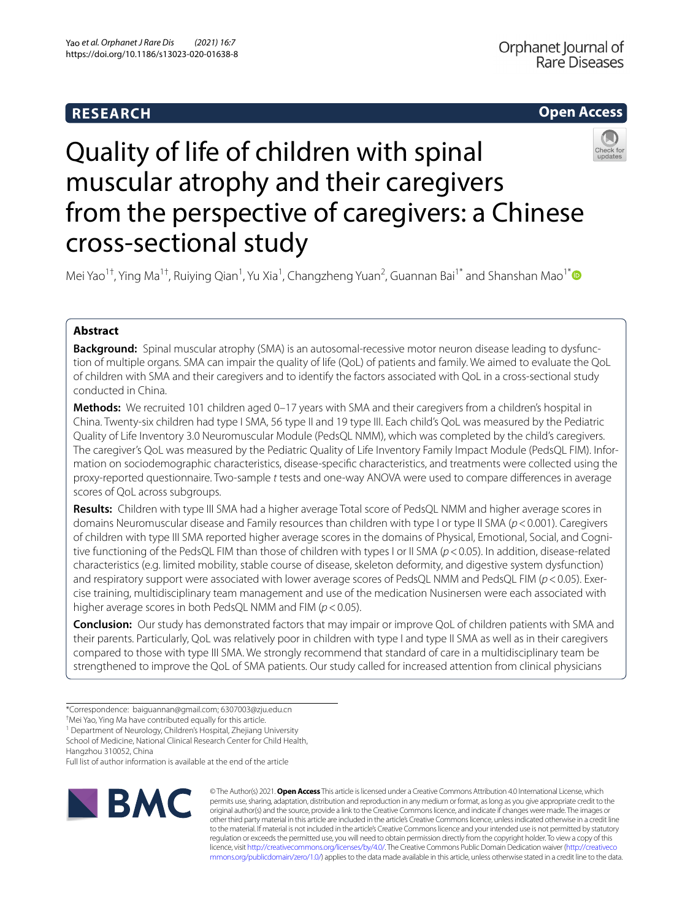RESEARCH

Open Access

# Quality of life of children with spinal muscular atrophy and their caregivers from the perspective of caregivers: a Chinese cross-sectional study

Mei Yao[1†], Ying Ma[1†], Ruiying Qian[1], Yu Xia[1], Changzheng Yuan[2], Guannan Bai[1*] and Shanshan Mao[1*]

## Abstract

**Background:** Spinal muscular atrophy (SMA) is an autosomal-recessive motor neuron disease leading to dysfunction of multiple organs. SMA can impair the quality of life (QoL) of patients and family. We aimed to evaluate the QoL of children with SMA and their caregivers and to identify the factors associated with QoL in a cross-sectional study conducted in China.

**Methods:** We recruited 101 children aged 0–17 years with SMA and their caregivers from a children's hospital in China. Twenty-six children had type I SMA, 56 type II and 19 type III. Each child's QoL was measured by the Pediatric Quality of Life Inventory 3.0 Neuromuscular Module (PedsQL NMM), which was completed by the child's caregivers. The caregiver's QoL was measured by the Pediatric Quality of Life Inventory Family Impact Module (PedsQL FIM). Information on sociodemographic characteristics, disease-specific characteristics, and treatments were collected using the proxy-reported questionnaire. Two-sample *t* tests and one-way ANOVA were used to compare differences in average scores of QoL across subgroups.

**Results:** Children with type III SMA had a higher average Total score of PedsQL NMM and higher average scores in domains Neuromuscular disease and Family resources than children with type I or type II SMA ($p < 0.001$). Caregivers of children with type III SMA reported higher average scores in the domains of Physical, Emotional, Social, and Cognitive functioning of the PedsQL FIM than those of children with types I or II SMA ($p < 0.05$). In addition, disease-related characteristics (e.g. limited mobility, stable course of disease, skeleton deformity, and digestive system dysfunction) and respiratory support were associated with lower average scores of PedsQL NMM and PedsQL FIM ($p < 0.05$). Exercise training, multidisciplinary team management and use of the medication Nusinersen were each associated with higher average scores in both PedsQL NMM and FIM ($p < 0.05$).

**Conclusion:** Our study has demonstrated factors that may impair or improve QoL of children patients with SMA and their parents. Particularly, QoL was relatively poor in children with type I and type II SMA as well as in their caregivers compared to those with type III SMA. We strongly recommend that standard of care in a multidisciplinary team be strengthened to improve the QoL of SMA patients. Our study called for increased attention from clinical physicians

*Correspondence: baiguannan@gmail.com; 6307003@zju.edu.cn
†Mei Yao, Ying Ma have contributed equally for this article.
[1] Department of Neurology, Children's Hospital, Zhejiang University School of Medicine, National Clinical Research Center for Child Health, Hangzhou 310052, China
Full list of author information is available at the end of the article

© The Author(s) 2021. **Open Access** This article is licensed under a Creative Commons Attribution 4.0 International License, which permits use, sharing, adaptation, distribution and reproduction in any medium or format, as long as you give appropriate credit to the original author(s) and the source, provide a link to the Creative Commons licence, and indicate if changes were made. The images or other third party material in this article are included in the article's Creative Commons licence, unless indicated otherwise in a credit line to the material. If material is not included in the article's Creative Commons licence and your intended use is not permitted by statutory regulation or exceeds the permitted use, you will need to obtain permission directly from the copyright holder. To view a copy of this licence, visit http://creativecommons.org/licenses/by/4.0/. The Creative Commons Public Domain Dedication waiver (http://creativecommons.org/publicdomain/zero/1.0/) applies to the data made available in this article, unless otherwise stated in a credit line to the data.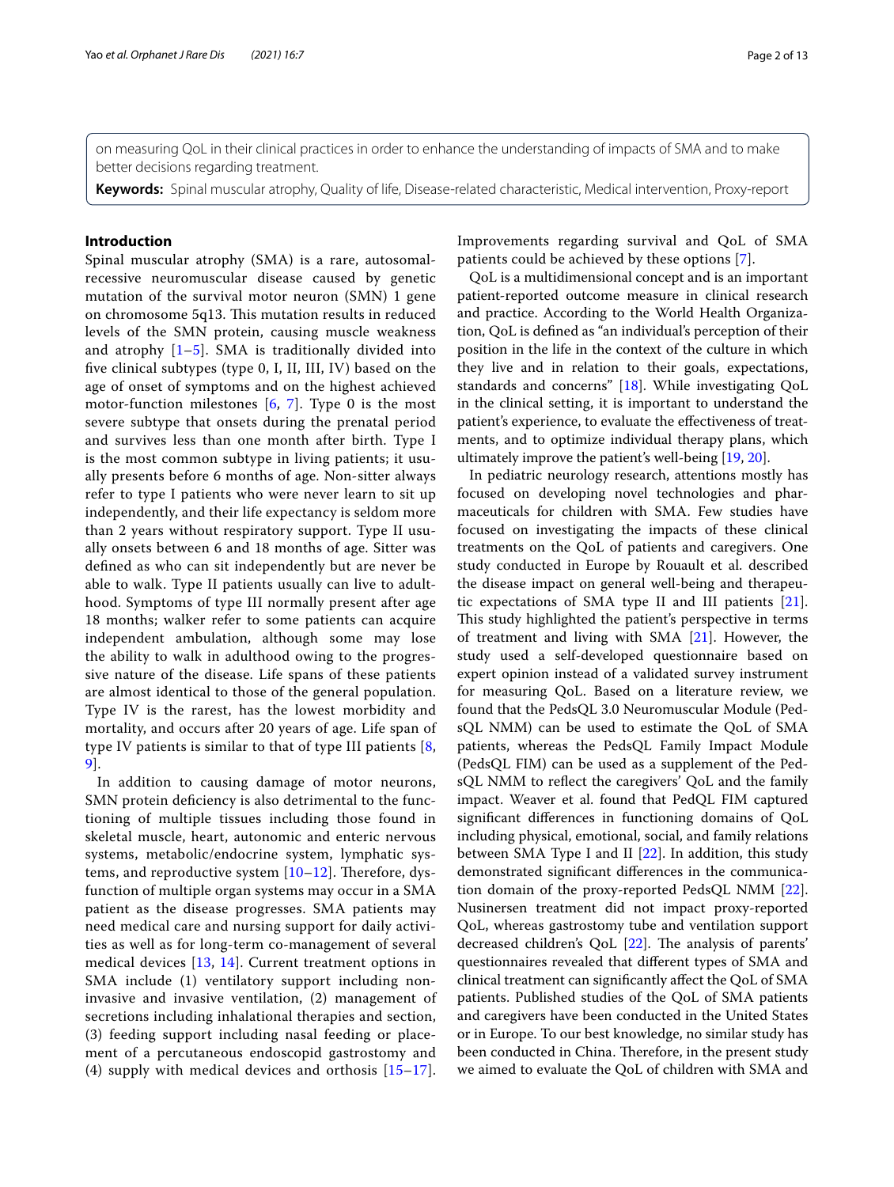on measuring QoL in their clinical practices in order to enhance the understanding of impacts of SMA and to make better decisions regarding treatment.

**Keywords:** Spinal muscular atrophy, Quality of life, Disease-related characteristic, Medical intervention, Proxy-report

## Introduction

Spinal muscular atrophy (SMA) is a rare, autosomal-recessive neuromuscular disease caused by genetic mutation of the survival motor neuron (SMN) 1 gene on chromosome 5q13. This mutation results in reduced levels of the SMN protein, causing muscle weakness and atrophy [1–5]. SMA is traditionally divided into five clinical subtypes (type 0, I, II, III, IV) based on the age of onset of symptoms and on the highest achieved motor-function milestones [6, 7]. Type 0 is the most severe subtype that onsets during the prenatal period and survives less than one month after birth. Type I is the most common subtype in living patients; it usually presents before 6 months of age. Non-sitter always refer to type I patients who were never learn to sit up independently, and their life expectancy is seldom more than 2 years without respiratory support. Type II usually onsets between 6 and 18 months of age. Sitter was defined as who can sit independently but are never be able to walk. Type II patients usually can live to adulthood. Symptoms of type III normally present after age 18 months; walker refer to some patients can acquire independent ambulation, although some may lose the ability to walk in adulthood owing to the progressive nature of the disease. Life spans of these patients are almost identical to those of the general population. Type IV is the rarest, has the lowest morbidity and mortality, and occurs after 20 years of age. Life span of type IV patients is similar to that of type III patients [8, 9].

In addition to causing damage of motor neurons, SMN protein deficiency is also detrimental to the functioning of multiple tissues including those found in skeletal muscle, heart, autonomic and enteric nervous systems, metabolic/endocrine system, lymphatic systems, and reproductive system [10–12]. Therefore, dysfunction of multiple organ systems may occur in a SMA patient as the disease progresses. SMA patients may need medical care and nursing support for daily activities as well as for long-term co-management of several medical devices [13, 14]. Current treatment options in SMA include (1) ventilatory support including non-invasive and invasive ventilation, (2) management of secretions including inhalational therapies and section, (3) feeding support including nasal feeding or placement of a percutaneous endoscopid gastrostomy and (4) supply with medical devices and orthosis [15–17]. Improvements regarding survival and QoL of SMA patients could be achieved by these options [7].

QoL is a multidimensional concept and is an important patient-reported outcome measure in clinical research and practice. According to the World Health Organization, QoL is defined as "an individual's perception of their position in the life in the context of the culture in which they live and in relation to their goals, expectations, standards and concerns" [18]. While investigating QoL in the clinical setting, it is important to understand the patient's experience, to evaluate the effectiveness of treatments, and to optimize individual therapy plans, which ultimately improve the patient's well-being [19, 20].

In pediatric neurology research, attentions mostly has focused on developing novel technologies and pharmaceuticals for children with SMA. Few studies have focused on investigating the impacts of these clinical treatments on the QoL of patients and caregivers. One study conducted in Europe by Rouault et al. described the disease impact on general well-being and therapeutic expectations of SMA type II and III patients [21]. This study highlighted the patient's perspective in terms of treatment and living with SMA [21]. However, the study used a self-developed questionnaire based on expert opinion instead of a validated survey instrument for measuring QoL. Based on a literature review, we found that the PedsQL 3.0 Neuromuscular Module (PedsQL NMM) can be used to estimate the QoL of SMA patients, whereas the PedsQL Family Impact Module (PedsQL FIM) can be used as a supplement of the PedsQL NMM to reflect the caregivers' QoL and the family impact. Weaver et al. found that PedQL FIM captured significant differences in functioning domains of QoL including physical, emotional, social, and family relations between SMA Type I and II [22]. In addition, this study demonstrated significant differences in the communication domain of the proxy-reported PedsQL NMM [22]. Nusinersen treatment did not impact proxy-reported QoL, whereas gastrostomy tube and ventilation support decreased children's QoL [22]. The analysis of parents' questionnaires revealed that different types of SMA and clinical treatment can significantly affect the QoL of SMA patients. Published studies of the QoL of SMA patients and caregivers have been conducted in the United States or in Europe. To our best knowledge, no similar study has been conducted in China. Therefore, in the present study we aimed to evaluate the QoL of children with SMA and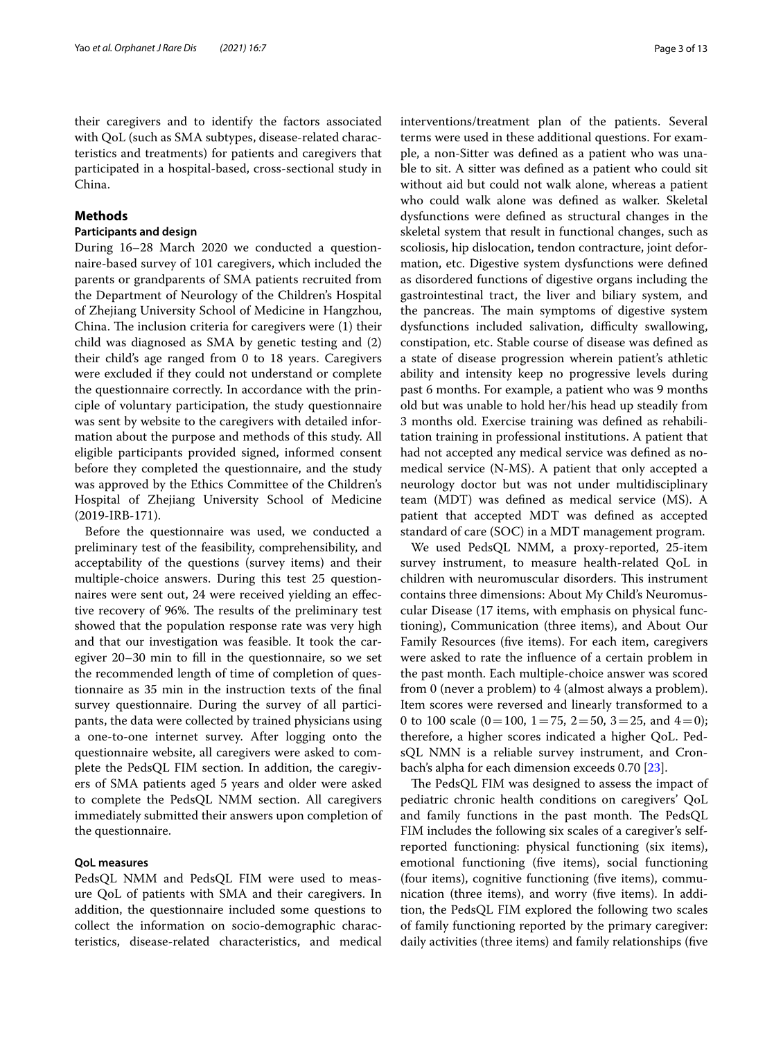their caregivers and to identify the factors associated with QoL (such as SMA subtypes, disease-related characteristics and treatments) for patients and caregivers that participated in a hospital-based, cross-sectional study in China.

## Methods

### Participants and design

During 16–28 March 2020 we conducted a questionnaire-based survey of 101 caregivers, which included the parents or grandparents of SMA patients recruited from the Department of Neurology of the Children's Hospital of Zhejiang University School of Medicine in Hangzhou, China. The inclusion criteria for caregivers were (1) their child was diagnosed as SMA by genetic testing and (2) their child's age ranged from 0 to 18 years. Caregivers were excluded if they could not understand or complete the questionnaire correctly. In accordance with the principle of voluntary participation, the study questionnaire was sent by website to the caregivers with detailed information about the purpose and methods of this study. All eligible participants provided signed, informed consent before they completed the questionnaire, and the study was approved by the Ethics Committee of the Children's Hospital of Zhejiang University School of Medicine (2019-IRB-171).

Before the questionnaire was used, we conducted a preliminary test of the feasibility, comprehensibility, and acceptability of the questions (survey items) and their multiple-choice answers. During this test 25 questionnaires were sent out, 24 were received yielding an effective recovery of 96%. The results of the preliminary test showed that the population response rate was very high and that our investigation was feasible. It took the caregiver 20–30 min to fill in the questionnaire, so we set the recommended length of time of completion of questionnaire as 35 min in the instruction texts of the final survey questionnaire. During the survey of all participants, the data were collected by trained physicians using a one-to-one internet survey. After logging onto the questionnaire website, all caregivers were asked to complete the PedsQL FIM section. In addition, the caregivers of SMA patients aged 5 years and older were asked to complete the PedsQL NMM section. All caregivers immediately submitted their answers upon completion of the questionnaire.

### QoL measures

PedsQL NMM and PedsQL FIM were used to measure QoL of patients with SMA and their caregivers. In addition, the questionnaire included some questions to collect the information on socio-demographic characteristics, disease-related characteristics, and medical interventions/treatment plan of the patients. Several terms were used in these additional questions. For example, a non-Sitter was defined as a patient who was unable to sit. A sitter was defined as a patient who could sit without aid but could not walk alone, whereas a patient who could walk alone was defined as walker. Skeletal dysfunctions were defined as structural changes in the skeletal system that result in functional changes, such as scoliosis, hip dislocation, tendon contracture, joint deformation, etc. Digestive system dysfunctions were defined as disordered functions of digestive organs including the gastrointestinal tract, the liver and biliary system, and the pancreas. The main symptoms of digestive system dysfunctions included salivation, difficulty swallowing, constipation, etc. Stable course of disease was defined as a state of disease progression wherein patient's athletic ability and intensity keep no progressive levels during past 6 months. For example, a patient who was 9 months old but was unable to hold her/his head up steadily from 3 months old. Exercise training was defined as rehabilitation training in professional institutions. A patient that had not accepted any medical service was defined as no-medical service (N-MS). A patient that only accepted a neurology doctor but was not under multidisciplinary team (MDT) was defined as medical service (MS). A patient that accepted MDT was defined as accepted standard of care (SOC) in a MDT management program.

We used PedsQL NMM, a proxy-reported, 25-item survey instrument, to measure health-related QoL in children with neuromuscular disorders. This instrument contains three dimensions: About My Child's Neuromuscular Disease (17 items, with emphasis on physical functioning), Communication (three items), and About Our Family Resources (five items). For each item, caregivers were asked to rate the influence of a certain problem in the past month. Each multiple-choice answer was scored from 0 (never a problem) to 4 (almost always a problem). Item scores were reversed and linearly transformed to a 0 to 100 scale (0 = 100, 1 = 75, 2 = 50, 3 = 25, and 4 = 0); therefore, a higher scores indicated a higher QoL. PedsQL NMN is a reliable survey instrument, and Cronbach's alpha for each dimension exceeds 0.70 [23].

The PedsQL FIM was designed to assess the impact of pediatric chronic health conditions on caregivers' QoL and family functions in the past month. The PedsQL FIM includes the following six scales of a caregiver's self-reported functioning: physical functioning (six items), emotional functioning (five items), social functioning (four items), cognitive functioning (five items), communication (three items), and worry (five items). In addition, the PedsQL FIM explored the following two scales of family functioning reported by the primary caregiver: daily activities (three items) and family relationships (five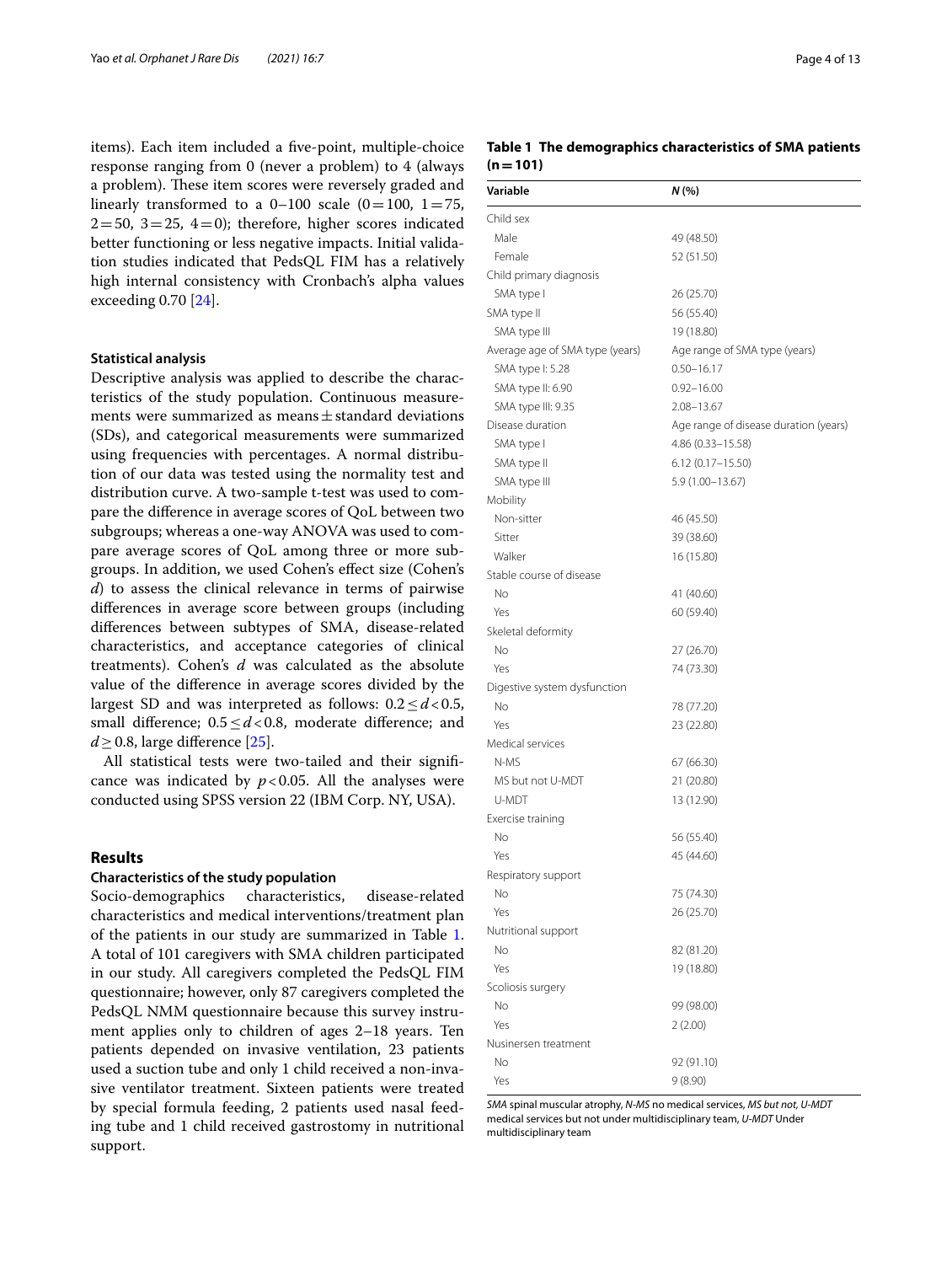items). Each item included a five-point, multiple-choice response ranging from 0 (never a problem) to 4 (always a problem). These item scores were reversely graded and linearly transformed to a 0–100 scale (0 = 100, 1 = 75, 2 = 50, 3 = 25, 4 = 0); therefore, higher scores indicated better functioning or less negative impacts. Initial validation studies indicated that PedsQL FIM has a relatively high internal consistency with Cronbach's alpha values exceeding 0.70 [24].

### Statistical analysis

Descriptive analysis was applied to describe the characteristics of the study population. Continuous measurements were summarized as means ± standard deviations (SDs), and categorical measurements were summarized using frequencies with percentages. A normal distribution of our data was tested using the normality test and distribution curve. A two-sample t-test was used to compare the difference in average scores of QoL between two subgroups; whereas a one-way ANOVA was used to compare average scores of QoL among three or more subgroups. In addition, we used Cohen's effect size (Cohen's *d*) to assess the clinical relevance in terms of pairwise differences in average score between groups (including differences between subtypes of SMA, disease-related characteristics, and acceptance categories of clinical treatments). Cohen's *d* was calculated as the absolute value of the difference in average scores divided by the largest SD and was interpreted as follows: $0.2 \leq d < 0.5$, small difference; $0.5 \leq d < 0.8$, moderate difference; and $d \geq 0.8$, large difference [25].

All statistical tests were two-tailed and their significance was indicated by $p < 0.05$. All the analyses were conducted using SPSS version 22 (IBM Corp. NY, USA).

## Results

### Characteristics of the study population

Socio-demographics characteristics, disease-related characteristics and medical interventions/treatment plan of the patients in our study are summarized in Table 1. A total of 101 caregivers with SMA children participated in our study. All caregivers completed the PedsQL FIM questionnaire; however, only 87 caregivers completed the PedsQL NMM questionnaire because this survey instrument applies only to children of ages 2–18 years. Ten patients depended on invasive ventilation, 23 patients used a suction tube and only 1 child received a non-invasive ventilator treatment. Sixteen patients were treated by special formula feeding, 2 patients used nasal feeding tube and 1 child received gastrostomy in nutritional support.

**Table 1 The demographics characteristics of SMA patients (n = 101)**

| Variable | *N* (%) |
|---|---|
| Child sex | |
| Male | 49 (48.50) |
| Female | 52 (51.50) |
| Child primary diagnosis | |
| SMA type I | 26 (25.70) |
| SMA type II | 56 (55.40) |
| SMA type III | 19 (18.80) |
| Average age of SMA type (years) | Age range of SMA type (years) |
| SMA type I: 5.28 | 0.50–16.17 |
| SMA type II: 6.90 | 0.92–16.00 |
| SMA type III: 9.35 | 2.08–13.67 |
| Disease duration | Age range of disease duration (years) |
| SMA type I | 4.86 (0.33–15.58) |
| SMA type II | 6.12 (0.17–15.50) |
| SMA type III | 5.9 (1.00–13.67) |
| Mobility | |
| Non-sitter | 46 (45.50) |
| Sitter | 39 (38.60) |
| Walker | 16 (15.80) |
| Stable course of disease | |
| No | 41 (40.60) |
| Yes | 60 (59.40) |
| Skeletal deformity | |
| No | 27 (26.70) |
| Yes | 74 (73.30) |
| Digestive system dysfunction | |
| No | 78 (77.20) |
| Yes | 23 (22.80) |
| Medical services | |
| N-MS | 67 (66.30) |
| MS but not U-MDT | 21 (20.80) |
| U-MDT | 13 (12.90) |
| Exercise training | |
| No | 56 (55.40) |
| Yes | 45 (44.60) |
| Respiratory support | |
| No | 75 (74.30) |
| Yes | 26 (25.70) |
| Nutritional support | |
| No | 82 (81.20) |
| Yes | 19 (18.80) |
| Scoliosis surgery | |
| No | 99 (98.00) |
| Yes | 2 (2.00) |
| Nusinersen treatment | |
| No | 92 (91.10) |
| Yes | 9 (8.90) |

*SMA* spinal muscular atrophy, *N-MS* no medical services, *MS but not, U-MDT* medical services but not under multidisciplinary team, *U-MDT* Under multidisciplinary team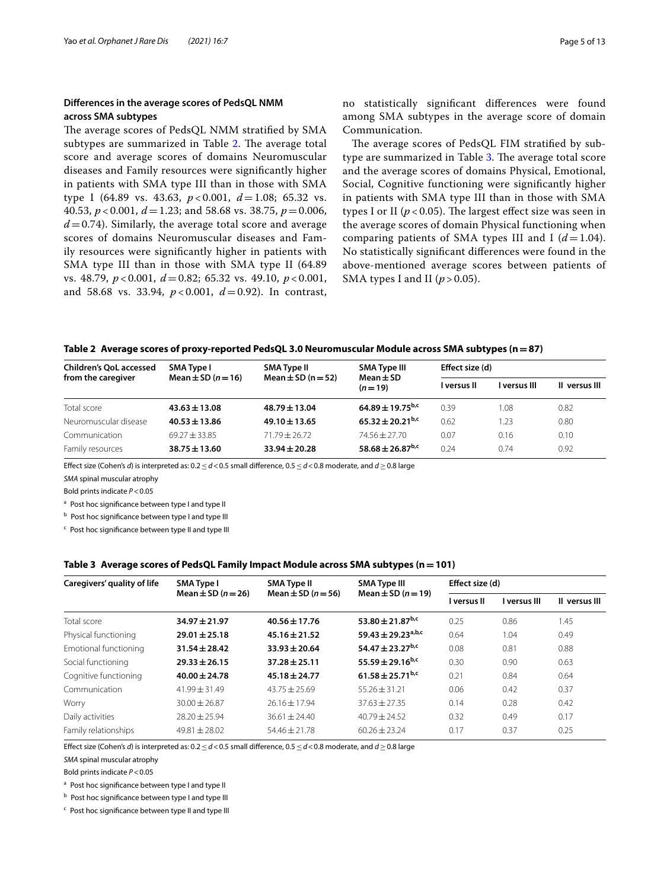### Differences in the average scores of PedsQL NMM across SMA subtypes

The average scores of PedsQL NMM stratified by SMA subtypes are summarized in Table 2. The average total score and average scores of domains Neuromuscular diseases and Family resources were significantly higher in patients with SMA type III than in those with SMA type I (64.89 vs. 43.63, $p < 0.001$, $d = 1.08$; 65.32 vs. 40.53, $p < 0.001$, $d = 1.23$; and 58.68 vs. 38.75, $p = 0.006$, $d = 0.74$). Similarly, the average total score and average scores of domains Neuromuscular diseases and Family resources were significantly higher in patients with SMA type III than in those with SMA type II (64.89 vs. 48.79, $p < 0.001$, $d = 0.82$; 65.32 vs. 49.10, $p < 0.001$, and 58.68 vs. 33.94, $p < 0.001$, $d = 0.92$). In contrast, no statistically significant differences were found among SMA subtypes in the average score of domain Communication.

The average scores of PedsQL FIM stratified by subtype are summarized in Table 3. The average total score and the average scores of domains Physical, Emotional, Social, Cognitive functioning were significantly higher in patients with SMA type III than in those with SMA types I or II ($p < 0.05$). The largest effect size was seen in the average scores of domain Physical functioning when comparing patients of SMA types III and I ($d = 1.04$). No statistically significant differences were found in the above-mentioned average scores between patients of SMA types I and II ($p > 0.05$).

**Table 2 Average scores of proxy-reported PedsQL 3.0 Neuromuscular Module across SMA subtypes (n = 87)**

| Children's QoL accessed from the caregiver | SMA Type I Mean ± SD ($n = 16$) | SMA Type II Mean ± SD (n = 52) | SMA Type III Mean ± SD ($n = 19$) | Effect size (d) | | |
|---|---|---|---|---|---|---|
| | | | | I versus II | I versus III | II versus III |
| Total score | **43.63 ± 13.08** | **48.79 ± 13.04** | **64.89 ± 19.75[b,c]** | 0.39 | 1.08 | 0.82 |
| Neuromuscular disease | **40.53 ± 13.86** | **49.10 ± 13.65** | **65.32 ± 20.21[b,c]** | 0.62 | 1.23 | 0.80 |
| Communication | 69.27 ± 33.85 | 71.79 ± 26.72 | 74.56 ± 27.70 | 0.07 | 0.16 | 0.10 |
| Family resources | **38.75 ± 13.60** | **33.94 ± 20.28** | **58.68 ± 26.87[b,c]** | 0.24 | 0.74 | 0.92 |

Effect size (Cohen's *d*) is interpreted as: $0.2 \leq d < 0.5$ small difference, $0.5 \leq d < 0.8$ moderate, and $d \geq 0.8$ large

*SMA* spinal muscular atrophy

Bold prints indicate $P < 0.05$

[a] Post hoc significance between type I and type II

[b] Post hoc significance between type I and type III

[c] Post hoc significance between type II and type III

**Table 3 Average scores of PedsQL Family Impact Module across SMA subtypes (n = 101)**

| Caregivers' quality of life | SMA Type I Mean ± SD ($n = 26$) | SMA Type II Mean ± SD ($n = 56$) | SMA Type III Mean ± SD ($n = 19$) | Effect size (d) | | |
|---|---|---|---|---|---|---|
| | | | | I versus II | I versus III | II versus III |
| Total score | **34.97 ± 21.97** | **40.56 ± 17.76** | **53.80 ± 21.87[b,c]** | 0.25 | 0.86 | 1.45 |
| Physical functioning | **29.01 ± 25.18** | **45.16 ± 21.52** | **59.43 ± 29.23[a,b,c]** | 0.64 | 1.04 | 0.49 |
| Emotional functioning | **31.54 ± 28.42** | **33.93 ± 20.64** | **54.47 ± 23.27[b,c]** | 0.08 | 0.81 | 0.88 |
| Social functioning | **29.33 ± 26.15** | **37.28 ± 25.11** | **55.59 ± 29.16[b,c]** | 0.30 | 0.90 | 0.63 |
| Cognitive functioning | **40.00 ± 24.78** | **45.18 ± 24.77** | **61.58 ± 25.71[b,c]** | 0.21 | 0.84 | 0.64 |
| Communication | 41.99 ± 31.49 | 43.75 ± 25.69 | 55.26 ± 31.21 | 0.06 | 0.42 | 0.37 |
| Worry | 30.00 ± 26.87 | 26.16 ± 17.94 | 37.63 ± 27.35 | 0.14 | 0.28 | 0.42 |
| Daily activities | 28.20 ± 25.94 | 36.61 ± 24.40 | 40.79 ± 24.52 | 0.32 | 0.49 | 0.17 |
| Family relationships | 49.81 ± 28.02 | 54.46 ± 21.78 | 60.26 ± 23.24 | 0.17 | 0.37 | 0.25 |

Effect size (Cohen's *d*) is interpreted as: $0.2 \leq d < 0.5$ small difference, $0.5 \leq d < 0.8$ moderate, and $d \geq 0.8$ large

*SMA* spinal muscular atrophy

Bold prints indicate $P < 0.05$

[a] Post hoc significance between type I and type II

[b] Post hoc significance between type I and type III

[c] Post hoc significance between type II and type III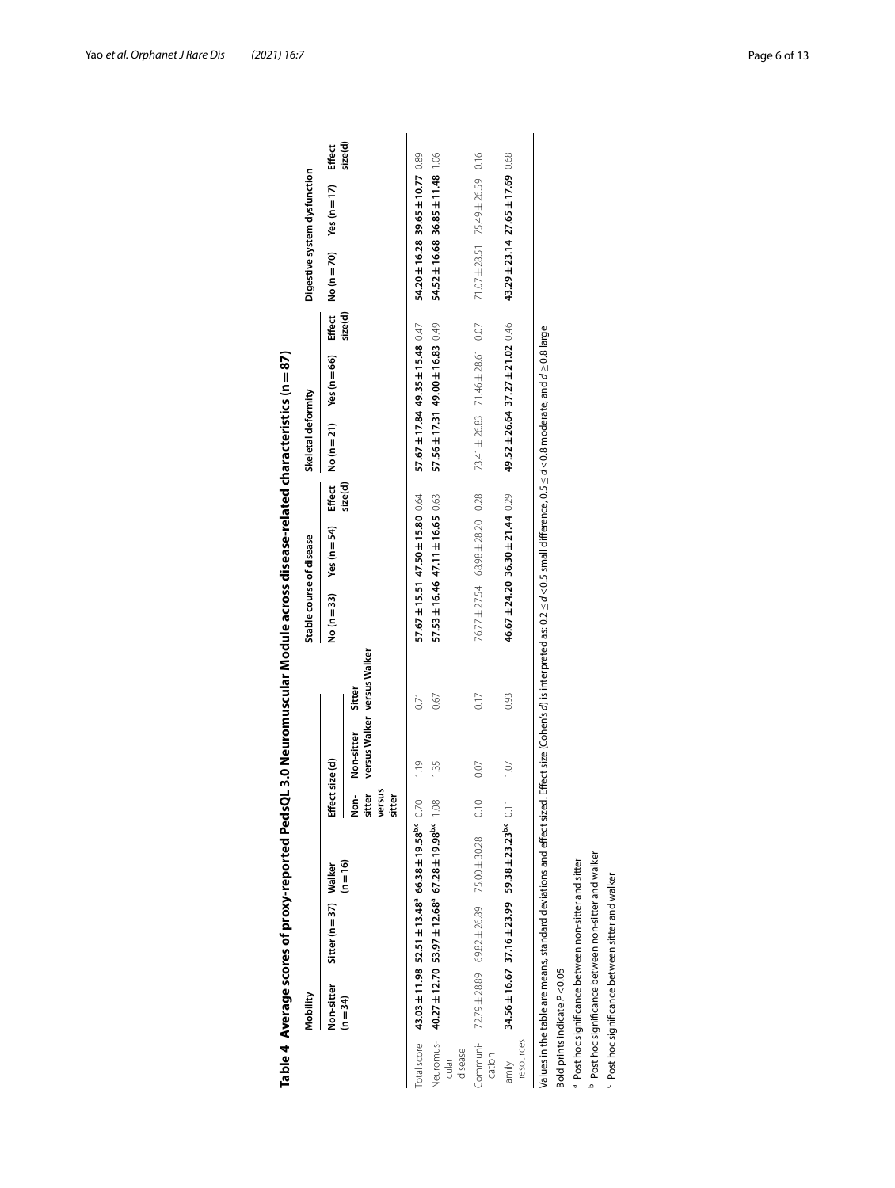**Table 4 Average scores of proxy-reported PedsQL 3.0 Neuromuscular Module across disease-related characteristics (n = 87)**

| | Mobility | | | Effect size (d) | | | Stable course of disease | | | Skeletal deformity | | | Digestive system dysfunction | | |
|---|---|---|---|---|---|---|---|---|---|---|---|---|---|---|---|
| | Non-sitter (n = 34) | Sitter (n = 37) | Walker (n = 16) | Non-sitter versus sitter | Non-sitter versus Walker | Sitter versus Walker | No (n = 33) | Yes (n = 54) | Effect size(d) | No (n = 21) | Yes (n = 66) | Effect size(d) | No (n = 70) | Yes (n = 17) | Effect size(d) |
| Total score | **43.03 ± 11.98** | **52.51 ± 13.48[a]** | **66.38 ± 19.58[bc]** | 0.70 | 1.19 | 0.71 | **57.67 ± 15.51** | **47.50 ± 15.80** | 0.64 | **57.67 ± 17.84** | **49.35 ± 15.48** | 0.47 | **54.20 ± 16.28** | **39.65 ± 10.77** | 0.89 |
| Neuromuscular disease | **40.27 ± 12.70** | **53.97 ± 12.68[a]** | **67.28 ± 19.98[bc]** | 1.08 | 1.35 | 0.67 | **57.53 ± 16.46** | **47.11 ± 16.65** | 0.63 | **57.56 ± 17.31** | **49.00 ± 16.83** | 0.49 | **54.52 ± 16.68** | **36.85 ± 11.48** | 1.06 |
| Communication | 72.79 ± 28.89 | 69.82 ± 26.89 | 75.00 ± 30.28 | 0.10 | 0.07 | 0.17 | 76.77 ± 27.54 | 68.98 ± 28.20 | 0.28 | 73.41 ± 26.83 | 71.46 ± 28.61 | 0.07 | 71.07 ± 28.51 | 75.49 ± 26.59 | 0.16 |
| Family resources | **34.56 ± 16.67** | **37.16 ± 23.99** | **59.38 ± 23.23[bc]** | 0.11 | 1.07 | 0.93 | **46.67 ± 24.20** | **36.30 ± 21.44** | 0.29 | **49.52 ± 26.64** | **37.27 ± 21.02** | 0.46 | **43.29 ± 23.14** | **27.65 ± 17.69** | 0.68 |

Values in the table are means, standard deviations and effect sized. Effect size (Cohen's *d*) is interpreted as: $0.2 \le d < 0.5$ small difference, $0.5 \le d < 0.8$ moderate, and $d \ge 0.8$ large

Bold prints indicate $P < 0.05$

[a] Post hoc significance between non-sitter and sitter

[b] Post hoc significance between non-sitter and walker

[c] Post hoc significance between sitter and walker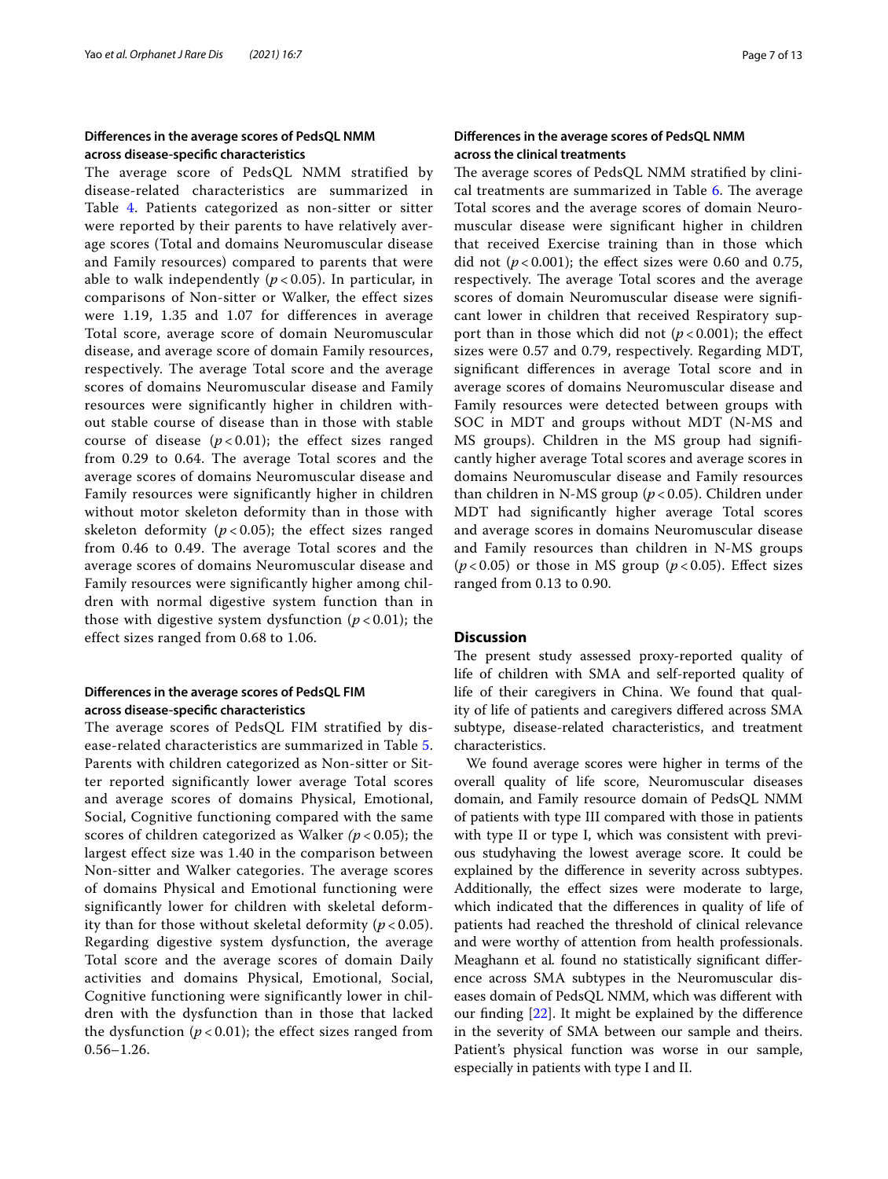### Differences in the average scores of PedsQL NMM across disease-specific characteristics

The average score of PedsQL NMM stratified by disease-related characteristics are summarized in Table 4. Patients categorized as non-sitter or sitter were reported by their parents to have relatively average scores (Total and domains Neuromuscular disease and Family resources) compared to parents that were able to walk independently ($p < 0.05$). In particular, in comparisons of Non-sitter or Walker, the effect sizes were 1.19, 1.35 and 1.07 for differences in average Total score, average score of domain Neuromuscular disease, and average score of domain Family resources, respectively. The average Total score and the average scores of domains Neuromuscular disease and Family resources were significantly higher in children without stable course of disease than in those with stable course of disease ($p < 0.01$); the effect sizes ranged from 0.29 to 0.64. The average Total scores and the average scores of domains Neuromuscular disease and Family resources were significantly higher in children without motor skeleton deformity than in those with skeleton deformity ($p < 0.05$); the effect sizes ranged from 0.46 to 0.49. The average Total scores and the average scores of domains Neuromuscular disease and Family resources were significantly higher among children with normal digestive system function than in those with digestive system dysfunction ($p < 0.01$); the effect sizes ranged from 0.68 to 1.06.

### Differences in the average scores of PedsQL FIM across disease-specific characteristics

The average scores of PedsQL FIM stratified by disease-related characteristics are summarized in Table 5. Parents with children categorized as Non-sitter or Sitter reported significantly lower average Total scores and average scores of domains Physical, Emotional, Social, Cognitive functioning compared with the same scores of children categorized as Walker *($p < 0.05$)*; the largest effect size was 1.40 in the comparison between Non-sitter and Walker categories. The average scores of domains Physical and Emotional functioning were significantly lower for children with skeletal deformity than for those without skeletal deformity ($p < 0.05$). Regarding digestive system dysfunction, the average Total score and the average scores of domain Daily activities and domains Physical, Emotional, Social, Cognitive functioning were significantly lower in children with the dysfunction than in those that lacked the dysfunction ($p < 0.01$); the effect sizes ranged from 0.56–1.26.

### Differences in the average scores of PedsQL NMM across the clinical treatments

The average scores of PedsQL NMM stratified by clinical treatments are summarized in Table 6. The average Total scores and the average scores of domain Neuromuscular disease were significant higher in children that received Exercise training than in those which did not ($p < 0.001$); the effect sizes were 0.60 and 0.75, respectively. The average Total scores and the average scores of domain Neuromuscular disease were significant lower in children that received Respiratory support than in those which did not ($p < 0.001$); the effect sizes were 0.57 and 0.79, respectively. Regarding MDT, significant differences in average Total score and in average scores of domains Neuromuscular disease and Family resources were detected between groups with SOC in MDT and groups without MDT (N-MS and MS groups). Children in the MS group had significantly higher average Total scores and average scores in domains Neuromuscular disease and Family resources than children in N-MS group ($p < 0.05$). Children under MDT had significantly higher average Total scores and average scores in domains Neuromuscular disease and Family resources than children in N-MS groups ($p < 0.05$) or those in MS group ($p < 0.05$). Effect sizes ranged from 0.13 to 0.90.

## Discussion

The present study assessed proxy-reported quality of life of children with SMA and self-reported quality of life of their caregivers in China. We found that quality of life of patients and caregivers differed across SMA subtype, disease-related characteristics, and treatment characteristics.

We found average scores were higher in terms of the overall quality of life score, Neuromuscular diseases domain, and Family resource domain of PedsQL NMM of patients with type III compared with those in patients with type II or type I, which was consistent with previous studyhaving the lowest average score. It could be explained by the difference in severity across subtypes. Additionally, the effect sizes were moderate to large, which indicated that the differences in quality of life of patients had reached the threshold of clinical relevance and were worthy of attention from health professionals. Meaghann et al*.* found no statistically significant difference across SMA subtypes in the Neuromuscular diseases domain of PedsQL NMM, which was different with our finding [22]. It might be explained by the difference in the severity of SMA between our sample and theirs. Patient's physical function was worse in our sample, especially in patients with type I and II.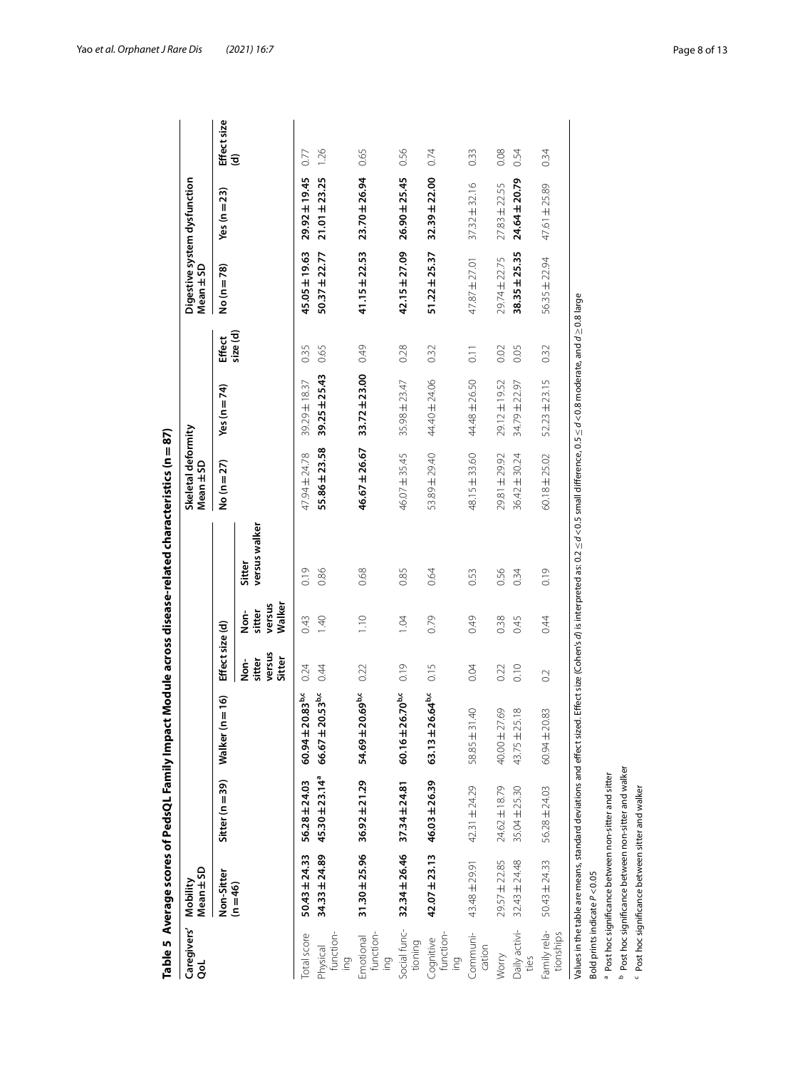**Table 5 Average scores of PedsQL Family Impact Module across disease-related characteristics (n = 87)**

| Caregivers' QoL | Mobility Mean ± SD | | | Effect size (d) | | | Skeletal deformity Mean ± SD | | | Digestive system dysfunction Mean ± SD | | |
|---|---|---|---|---|---|---|---|---|---|---|---|---|
| | Non-Sitter (n = 46) | Sitter (n = 39) | Walker (n = 16) | Non-sitter versus Sitter | Non-sitter versus Walker | Sitter versus walker | No (n = 27) | Yes (n = 74) | Effect size (d) | No (n = 78) | Yes (n = 23) | Effect size (d) |
| Total score | **50.43 ± 24.33** | **56.28 ± 24.03** | **60.94 ± 20.83[bc]** | 0.24 | 0.43 | 0.19 | 47.94 ± 24.78 | 39.29 ± 18.37 | 0.35 | **45.05 ± 19.63** | **29.92 ± 19.45** | 0.77 |
| Physical functioning | **34.33 ± 24.89** | **45.30 ± 23.14[a]** | **66.67 ± 20.53[bc]** | 0.44 | 1.40 | 0.86 | **55.86 ± 23.58** | **39.25 ± 25.43** | 0.65 | **50.37 ± 22.77** | **21.01 ± 23.25** | 1.26 |
| Emotional functioning | **31.30 ± 25.96** | **36.92 ± 21.29** | **54.69 ± 20.69[bc]** | 0.22 | 1.10 | 0.68 | **46.67 ± 26.67** | **33.72 ± 23.00** | 0.49 | **41.15 ± 22.53** | **23.70 ± 26.94** | 0.65 |
| Social functioning | **32.34 ± 26.46** | **37.34 ± 24.81** | **60.16 ± 26.70[bc]** | 0.19 | 1.04 | 0.85 | 46.07 ± 35.45 | 35.98 ± 23.47 | 0.28 | **42.15 ± 27.09** | **26.90 ± 25.45** | 0.56 |
| Cognitive functioning | **42.07 ± 23.13** | **46.03 ± 26.39** | **63.13 ± 26.64[bc]** | 0.15 | 0.79 | 0.64 | 53.89 ± 29.40 | 44.40 ± 24.06 | 0.32 | **51.22 ± 25.37** | **32.39 ± 22.00** | 0.74 |
| Communication | 43.48 ± 29.91 | 42.31 ± 24.29 | 58.85 ± 31.40 | 0.04 | 0.49 | 0.53 | 48.15 ± 33.60 | 44.48 ± 26.50 | 0.11 | 47.87 ± 27.01 | 37.32 ± 32.16 | 0.33 |
| Worry | 29.57 ± 22.85 | 24.62 ± 18.79 | 40.00 ± 27.69 | 0.22 | 0.38 | 0.56 | 29.81 ± 29.92 | 29.12 ± 19.52 | 0.02 | 29.74 ± 22.75 | 27.83 ± 22.55 | 0.08 |
| Daily activities | 32.43 ± 24.48 | 35.04 ± 25.30 | 43.75 ± 25.18 | 0.10 | 0.45 | 0.34 | 36.42 ± 30.24 | 34.79 ± 22.97 | 0.05 | **38.35 ± 25.35** | **24.64 ± 20.79** | 0.54 |
| Family relationships | 50.43 ± 24.33 | 56.28 ± 24.03 | 60.94 ± 20.83 | 0.2 | 0.44 | 0.19 | 60.18 ± 25.02 | 52.23 ± 23.15 | 0.32 | 56.35 ± 22.94 | 47.61 ± 25.89 | 0.34 |

Values in the table are means, standard deviations and effect sized. Effect size (Cohen's *d*) is interpreted as: $0.2 \leq d < 0.5$ small difference, $0.5 \leq d < 0.8$ moderate, and $d \geq 0.8$ large

Bold prints indicate $P < 0.05$

[a] Post hoc significance between non-sitter and sitter

[b] Post hoc significance between non-sitter and walker

[c] Post hoc significance between sitter and walker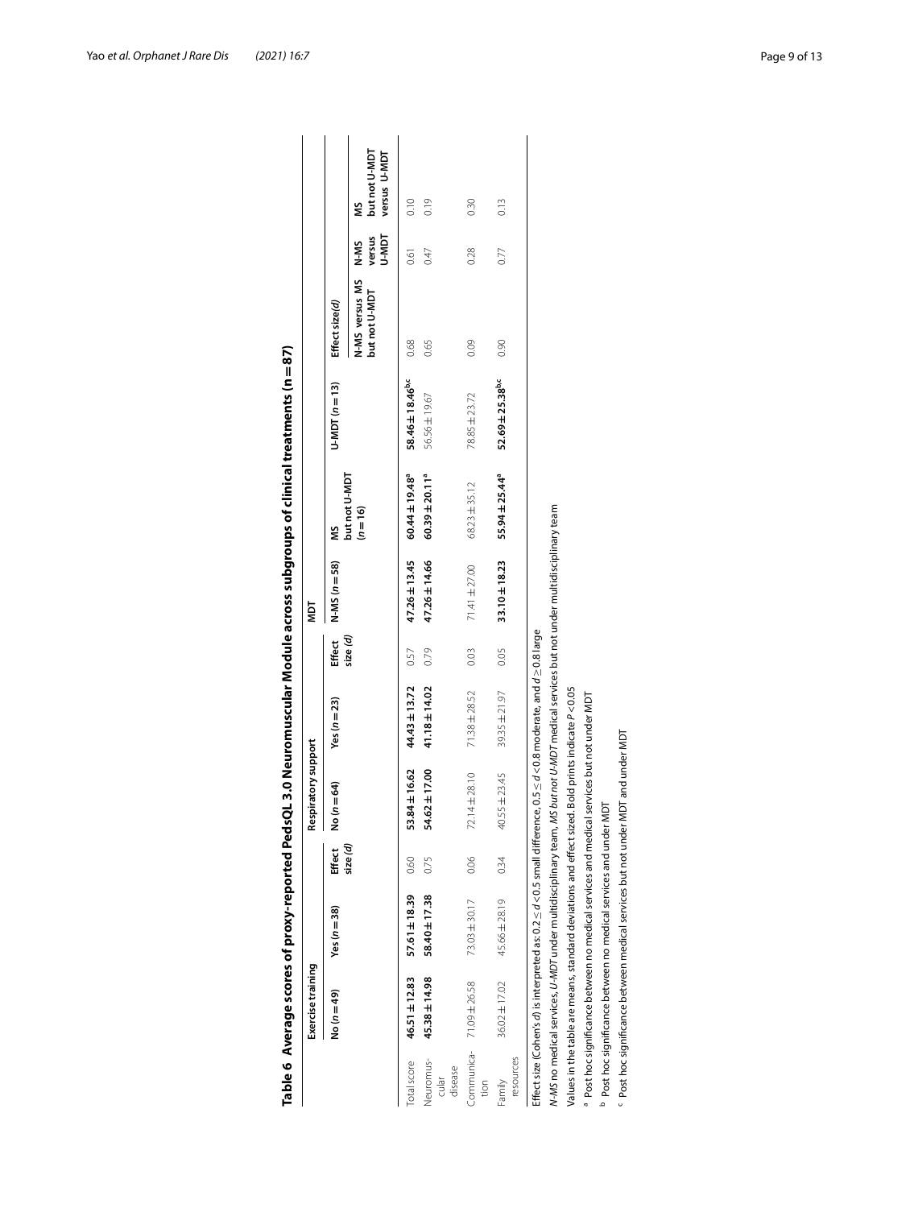**Table 6 Average scores of proxy-reported PedsQL 3.0 Neuromuscular Module across subgroups of clinical treatments (n = 87)**

| | Exercise training | | | Respiratory support | | | MDT | | | Effect size(*d*) | | |
|---|---|---|---|---|---|---|---|---|---|---|---|---|
| | No (*n* = 49) | Yes (*n* = 38) | Effect size (*d*) | No (*n* = 64) | Yes (*n* = 23) | Effect size (*d*) | N-MS (*n* = 58) | MS but not U-MDT (*n* = 16) | U-MDT (*n* = 13) | N-MS versus MS but not U-MDT | N-MS versus U-MDT | MS but not U-MDT versus U-MDT |
| Total score | **46.51 ± 12.83** | **57.61 ± 18.39** | 0.60 | **53.84 ± 16.62** | **44.43 ± 13.72** | 0.57 | **47.26 ± 13.45** | **60.44 ± 19.48**[a] | **58.46 ± 18.46**[bc] | 0.68 | 0.61 | 0.10 |
| Neuromuscular disease | **45.38 ± 14.98** | **58.40 ± 17.38** | 0.75 | **54.62 ± 17.00** | **41.18 ± 14.02** | 0.79 | **47.26 ± 14.66** | **60.39 ± 20.11**[a] | 56.56 ± 19.67 | 0.65 | 0.47 | 0.19 |
| Communication | 71.09 ± 26.58 | 73.03 ± 30.17 | 0.06 | 72.14 ± 28.10 | 71.38 ± 28.52 | 0.03 | 71.41 ± 27.00 | 68.23 ± 35.12 | 78.85 ± 23.72 | 0.09 | 0.28 | 0.30 |
| Family resources | 36.02 ± 17.02 | 45.66 ± 28.19 | 0.34 | 40.55 ± 23.45 | 39.35 ± 21.97 | 0.05 | **33.10 ± 18.23** | **55.94 ± 25.44**[a] | **52.69 ± 25.38**[bc] | 0.90 | 0.77 | 0.13 |

Effect size (Cohen's *d*) is interpreted as: $0.2 \le d < 0.5$ small difference, $0.5 \le d < 0.8$ moderate, and $d \ge 0.8$ large

*N-MS* no medical services, *U-MDT* under multidisciplinary team, *MS but not U-MDT* medical services but not under multidisciplinary team

Values in the table are means, standard deviations and effect sized. Bold prints indicate $P < 0.05$

[a] Post hoc significance between no medical services and medical services but not under MDT

[b] Post hoc significance between no medical services and under MDT

[c] Post hoc significance between medical services but not under MDT and under MDT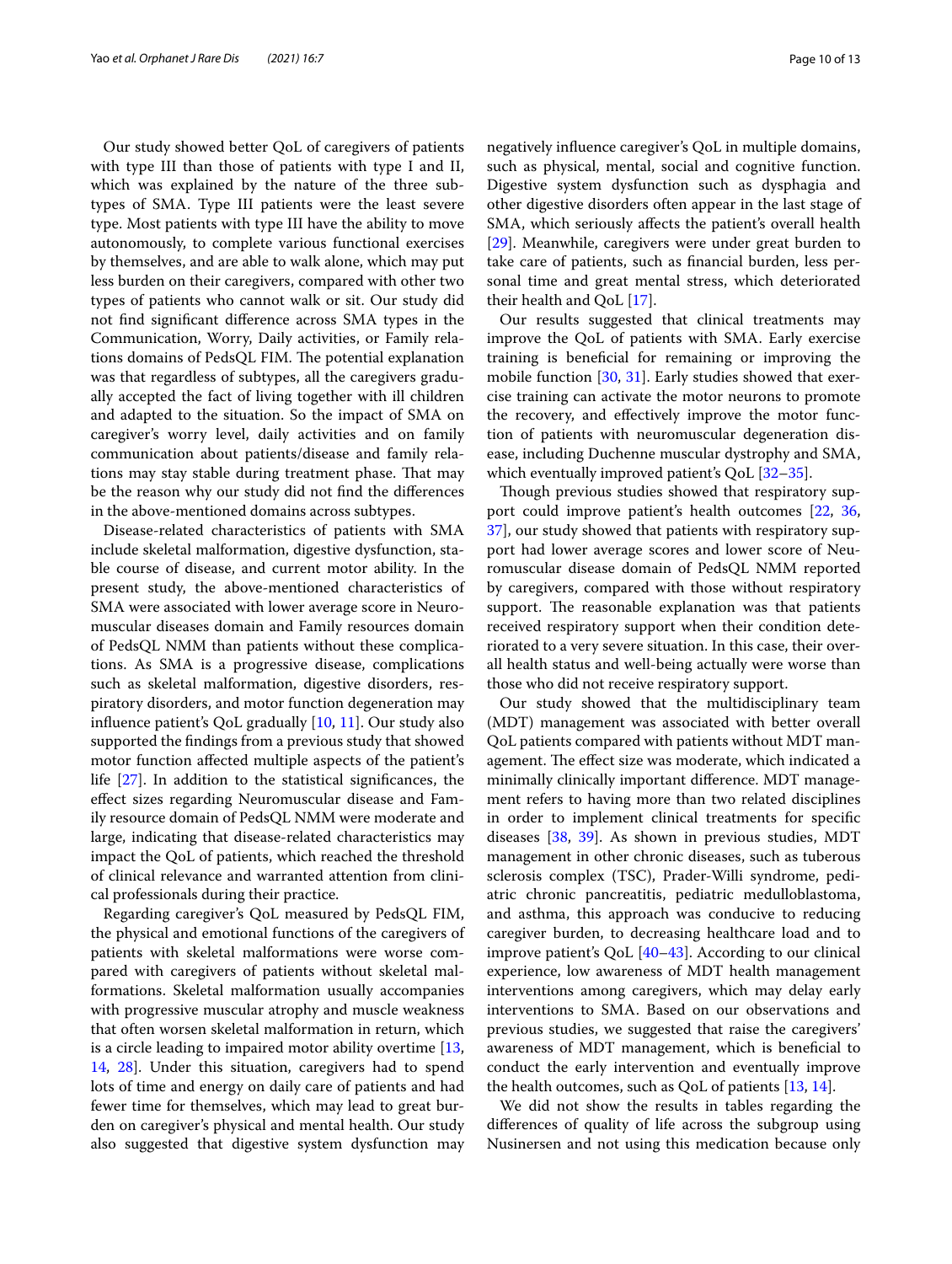Our study showed better QoL of caregivers of patients with type III than those of patients with type I and II, which was explained by the nature of the three subtypes of SMA. Type III patients were the least severe type. Most patients with type III have the ability to move autonomously, to complete various functional exercises by themselves, and are able to walk alone, which may put less burden on their caregivers, compared with other two types of patients who cannot walk or sit. Our study did not find significant difference across SMA types in the Communication, Worry, Daily activities, or Family relations domains of PedsQL FIM. The potential explanation was that regardless of subtypes, all the caregivers gradually accepted the fact of living together with ill children and adapted to the situation. So the impact of SMA on caregiver's worry level, daily activities and on family communication about patients/disease and family relations may stay stable during treatment phase. That may be the reason why our study did not find the differences in the above-mentioned domains across subtypes.

Disease-related characteristics of patients with SMA include skeletal malformation, digestive dysfunction, stable course of disease, and current motor ability. In the present study, the above-mentioned characteristics of SMA were associated with lower average score in Neuromuscular diseases domain and Family resources domain of PedsQL NMM than patients without these complications. As SMA is a progressive disease, complications such as skeletal malformation, digestive disorders, respiratory disorders, and motor function degeneration may influence patient's QoL gradually [10, 11]. Our study also supported the findings from a previous study that showed motor function affected multiple aspects of the patient's life [27]. In addition to the statistical significances, the effect sizes regarding Neuromuscular disease and Family resource domain of PedsQL NMM were moderate and large, indicating that disease-related characteristics may impact the QoL of patients, which reached the threshold of clinical relevance and warranted attention from clinical professionals during their practice.

Regarding caregiver's QoL measured by PedsQL FIM, the physical and emotional functions of the caregivers of patients with skeletal malformations were worse compared with caregivers of patients without skeletal malformations. Skeletal malformation usually accompanies with progressive muscular atrophy and muscle weakness that often worsen skeletal malformation in return, which is a circle leading to impaired motor ability overtime [13, 14, 28]. Under this situation, caregivers had to spend lots of time and energy on daily care of patients and had fewer time for themselves, which may lead to great burden on caregiver's physical and mental health. Our study also suggested that digestive system dysfunction may negatively influence caregiver's QoL in multiple domains, such as physical, mental, social and cognitive function. Digestive system dysfunction such as dysphagia and other digestive disorders often appear in the last stage of SMA, which seriously affects the patient's overall health [29]. Meanwhile, caregivers were under great burden to take care of patients, such as financial burden, less personal time and great mental stress, which deteriorated their health and QoL [17].

Our results suggested that clinical treatments may improve the QoL of patients with SMA. Early exercise training is beneficial for remaining or improving the mobile function [30, 31]. Early studies showed that exercise training can activate the motor neurons to promote the recovery, and effectively improve the motor function of patients with neuromuscular degeneration disease, including Duchenne muscular dystrophy and SMA, which eventually improved patient's QoL [32–35].

Though previous studies showed that respiratory support could improve patient's health outcomes [22, 36, 37], our study showed that patients with respiratory support had lower average scores and lower score of Neuromuscular disease domain of PedsQL NMM reported by caregivers, compared with those without respiratory support. The reasonable explanation was that patients received respiratory support when their condition deteriorated to a very severe situation. In this case, their overall health status and well-being actually were worse than those who did not receive respiratory support.

Our study showed that the multidisciplinary team (MDT) management was associated with better overall QoL patients compared with patients without MDT management. The effect size was moderate, which indicated a minimally clinically important difference. MDT management refers to having more than two related disciplines in order to implement clinical treatments for specific diseases [38, 39]. As shown in previous studies, MDT management in other chronic diseases, such as tuberous sclerosis complex (TSC), Prader-Willi syndrome, pediatric chronic pancreatitis, pediatric medulloblastoma, and asthma, this approach was conducive to reducing caregiver burden, to decreasing healthcare load and to improve patient's QoL [40–43]. According to our clinical experience, low awareness of MDT health management interventions among caregivers, which may delay early interventions to SMA. Based on our observations and previous studies, we suggested that raise the caregivers' awareness of MDT management, which is beneficial to conduct the early intervention and eventually improve the health outcomes, such as QoL of patients [13, 14].

We did not show the results in tables regarding the differences of quality of life across the subgroup using Nusinersen and not using this medication because only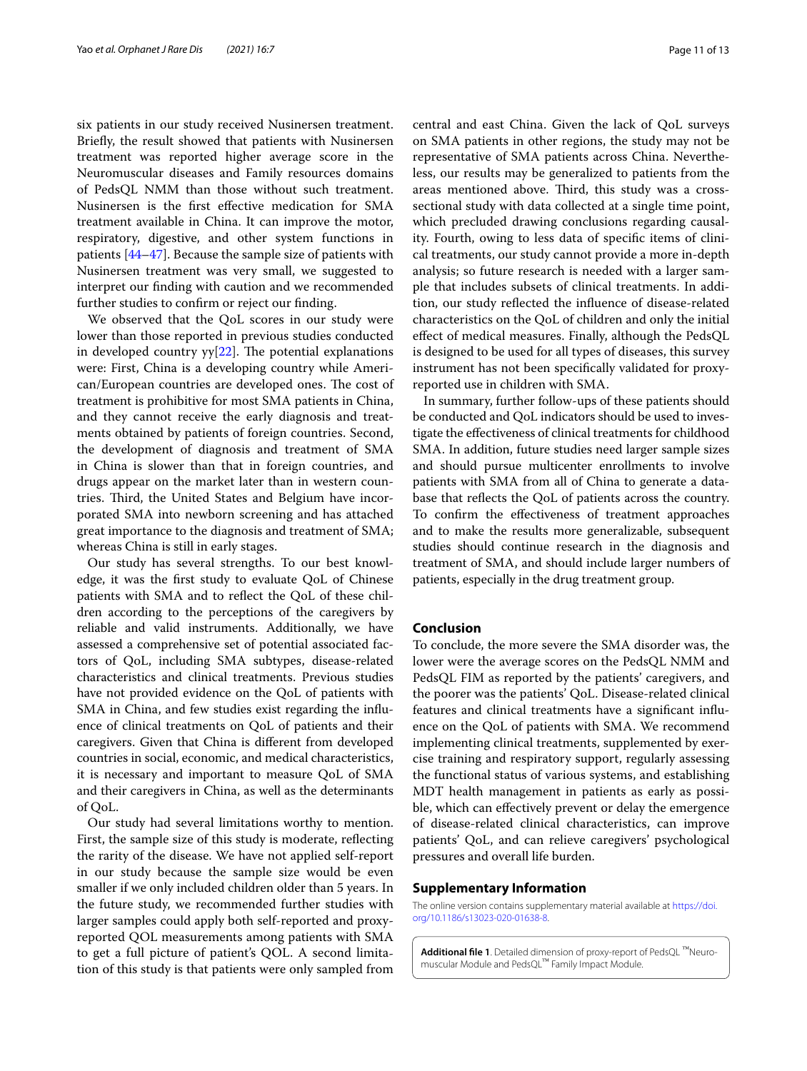six patients in our study received Nusinersen treatment. Briefly, the result showed that patients with Nusinersen treatment was reported higher average score in the Neuromuscular diseases and Family resources domains of PedsQL NMM than those without such treatment. Nusinersen is the first effective medication for SMA treatment available in China. It can improve the motor, respiratory, digestive, and other system functions in patients [44–47]. Because the sample size of patients with Nusinersen treatment was very small, we suggested to interpret our finding with caution and we recommended further studies to confirm or reject our finding.

We observed that the QoL scores in our study were lower than those reported in previous studies conducted in developed country yy[22]. The potential explanations were: First, China is a developing country while American/European countries are developed ones. The cost of treatment is prohibitive for most SMA patients in China, and they cannot receive the early diagnosis and treatments obtained by patients of foreign countries. Second, the development of diagnosis and treatment of SMA in China is slower than that in foreign countries, and drugs appear on the market later than in western countries. Third, the United States and Belgium have incorporated SMA into newborn screening and has attached great importance to the diagnosis and treatment of SMA; whereas China is still in early stages.

Our study has several strengths. To our best knowledge, it was the first study to evaluate QoL of Chinese patients with SMA and to reflect the QoL of these children according to the perceptions of the caregivers by reliable and valid instruments. Additionally, we have assessed a comprehensive set of potential associated factors of QoL, including SMA subtypes, disease-related characteristics and clinical treatments. Previous studies have not provided evidence on the QoL of patients with SMA in China, and few studies exist regarding the influence of clinical treatments on QoL of patients and their caregivers. Given that China is different from developed countries in social, economic, and medical characteristics, it is necessary and important to measure QoL of SMA and their caregivers in China, as well as the determinants of QoL.

Our study had several limitations worthy to mention. First, the sample size of this study is moderate, reflecting the rarity of the disease. We have not applied self-report in our study because the sample size would be even smaller if we only included children older than 5 years. In the future study, we recommended further studies with larger samples could apply both self-reported and proxy-reported QOL measurements among patients with SMA to get a full picture of patient's QOL. A second limitation of this study is that patients were only sampled from central and east China. Given the lack of QoL surveys on SMA patients in other regions, the study may not be representative of SMA patients across China. Nevertheless, our results may be generalized to patients from the areas mentioned above. Third, this study was a cross-sectional study with data collected at a single time point, which precluded drawing conclusions regarding causality. Fourth, owing to less data of specific items of clinical treatments, our study cannot provide a more in-depth analysis; so future research is needed with a larger sample that includes subsets of clinical treatments. In addition, our study reflected the influence of disease-related characteristics on the QoL of children and only the initial effect of medical measures. Finally, although the PedsQL is designed to be used for all types of diseases, this survey instrument has not been specifically validated for proxy-reported use in children with SMA.

In summary, further follow-ups of these patients should be conducted and QoL indicators should be used to investigate the effectiveness of clinical treatments for childhood SMA. In addition, future studies need larger sample sizes and should pursue multicenter enrollments to involve patients with SMA from all of China to generate a database that reflects the QoL of patients across the country. To confirm the effectiveness of treatment approaches and to make the results more generalizable, subsequent studies should continue research in the diagnosis and treatment of SMA, and should include larger numbers of patients, especially in the drug treatment group.

## Conclusion

To conclude, the more severe the SMA disorder was, the lower were the average scores on the PedsQL NMM and PedsQL FIM as reported by the patients' caregivers, and the poorer was the patients' QoL. Disease-related clinical features and clinical treatments have a significant influence on the QoL of patients with SMA. We recommend implementing clinical treatments, supplemented by exercise training and respiratory support, regularly assessing the functional status of various systems, and establishing MDT health management in patients as early as possible, which can effectively prevent or delay the emergence of disease-related clinical characteristics, can improve patients' QoL, and can relieve caregivers' psychological pressures and overall life burden.

## Supplementary Information

The online version contains supplementary material available at https://doi.org/10.1186/s13023-020-01638-8.

**Additional file 1**. Detailed dimension of proxy-report of PedsQL ™Neuromuscular Module and PedsQL™ Family Impact Module.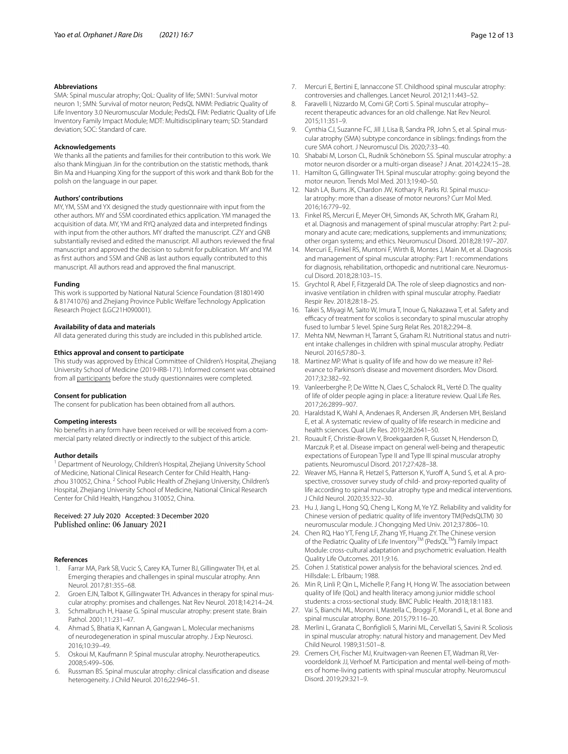### Abbreviations

SMA: Spinal muscular atrophy; QoL: Quality of life; SMN1: Survival motor neuron 1; SMN: Survival of motor neuron; PedsQL NMM: Pediatric Quality of Life Inventory 3.0 Neuromuscular Module; PedsQL FIM: Pediatric Quality of Life Inventory Family Impact Module; MDT: Multidisciplinary team; SD: Standard deviation; SOC: Standard of care.

### Acknowledgements

We thanks all the patients and families for their contribution to this work. We also thank Mingjuan Jin for the contribution on the statistic methods, thank Bin Ma and Huanping Xing for the support of this work and thank Bob for the polish on the language in our paper.

### Authors' contributions

MY, YM, SSM and YX designed the study questionnaire with input from the other authors. MY and SSM coordinated ethics application. YM managed the acquisition of data. MY, YM and RYQ analyzed data and interpreted findings with input from the other authors. MY drafted the manuscript. CZY and GNB substantially revised and edited the manuscript. All authors reviewed the final manuscript and approved the decision to submit for publication. MY and YM as first authors and SSM and GNB as last authors equally contributed to this manuscript. All authors read and approved the final manuscript.

### Funding

This work is supported by National Natural Science Foundation (81801490 & 81741076) and Zhejiang Province Public Welfare Technology Application Research Project (LGC21H090001).

### Availability of data and materials

All data generated during this study are included in this published article.

### Ethics approval and consent to participate

This study was approved by Ethical Committee of Children's Hospital, Zhejiang University School of Medicine (2019-IRB-171). Informed consent was obtained from all participants before the study questionnaires were completed.

### Consent for publication

The consent for publication has been obtained from all authors.

### Competing interests

No benefits in any form have been received or will be received from a commercial party related directly or indirectly to the subject of this article.

### Author details

[1] Department of Neurology, Children's Hospital, Zhejiang University School of Medicine, National Clinical Research Center for Child Health, Hangzhou 310052, China. [2] School Public Health of Zhejiang University, Children's Hospital, Zhejiang University School of Medicine, National Clinical Research Center for Child Health, Hangzhou 310052, China.

Received: 27 July 2020 Accepted: 3 December 2020
Published online: 06 January 2021

### References

1. Farrar MA, Park SB, Vucic S, Carey KA, Turner BJ, Gillingwater TH, et al. Emerging therapies and challenges in spinal muscular atrophy. Ann Neurol. 2017;81:355–68.
2. Groen EJN, Talbot K, Gillingwater TH. Advances in therapy for spinal muscular atrophy: promises and challenges. Nat Rev Neurol. 2018;14:214–24.
3. Schmalbruch H, Haase G. Spinal muscular atrophy: present state. Brain Pathol. 2001;11:231–47.
4. Ahmad S, Bhatia K, Kannan A, Gangwan L. Molecular mechanisms of neurodegeneration in spinal muscular atrophy. J Exp Neurosci. 2016;10:39–49.
5. Oskoui M, Kaufmann P. Spinal muscular atrophy. Neurotherapeutics. 2008;5:499–506.
6. Russman BS. Spinal muscular atrophy: clinical classification and disease heterogeneity. J Child Neurol. 2016;22:946–51.
7. Mercuri E, Bertini E, Iannaccone ST. Childhood spinal muscular atrophy: controversies and challenges. Lancet Neurol. 2012;11:443–52.
8. Faravelli I, Nizzardo M, Comi GP, Corti S. Spinal muscular atrophy–recent therapeutic advances for an old challenge. Nat Rev Neurol. 2015;11:351–9.
9. Cynthia CJ, Suzanne FC, Jill J, Lisa B, Sandra PR, John S, et al. Spinal muscular atrophy (SMA) subtype concordance in siblings: findings from the cure SMA cohort. J Neuromuscul Dis. 2020;7:33–40.
10. Shababi M, Lorson CL, Rudnik Schöneborn SS. Spinal muscular atrophy: a motor neuron disorder or a multi-organ disease? J Anat. 2014;224:15–28.
11. Hamilton G, Gillingwater TH. Spinal muscular atrophy: going beyond the motor neuron. Trends Mol Med. 2013;19:40–50.
12. Nash LA, Burns JK, Chardon JW, Kothary R, Parks RJ. Spinal muscular atrophy: more than a disease of motor neurons? Curr Mol Med. 2016;16:779–92.
13. Finkel RS, Mercuri E, Meyer OH, Simonds AK, Schroth MK, Graham RJ, et al. Diagnosis and management of spinal muscular atrophy: Part 2: pulmonary and acute care; medications, supplements and immunizations; other organ systems; and ethics. Neuromuscul Disord. 2018;28:197–207.
14. Mercuri E, Finkel RS, Muntoni F, Wirth B, Montes J, Main M, et al. Diagnosis and management of spinal muscular atrophy: Part 1: recommendations for diagnosis, rehabilitation, orthopedic and nutritional care. Neuromuscul Disord. 2018;28:103–15.
15. Grychtol R, Abel F, Fitzgerald DA. The role of sleep diagnostics and non-invasive ventilation in children with spinal muscular atrophy. Paediatr Respir Rev. 2018;28:18–25.
16. Takei S, Miyagi M, Saito W, Imura T, Inoue G, Nakazawa T, et al. Safety and efficacy of treatment for scolios is secondary to spinal muscular atrophy fused to lumbar 5 level. Spine Surg Relat Res. 2018;2:294–8.
17. Mehta NM, Newman H, Tarrant S, Graham RJ. Nutritional status and nutrient intake challenges in children with spinal muscular atrophy. Pediatr Neurol. 2016;57:80–3.
18. Martinez MP. What is quality of life and how do we measure it? Relevance to Parkinson's disease and movement disorders. Mov Disord. 2017;32:382–92.
19. Vanleerberghe P, De Witte N, Claes C, Schalock RL, Verté D. The quality of life of older people aging in place: a literature review. Qual Life Res. 2017;26:2899–907.
20. Haraldstad K, Wahl A, Andenaes R, Andersen JR, Andersen MH, Beisland E, et al. A systematic review of quality of life research in medicine and health sciences. Qual Life Res. 2019;28:2641–50.
21. Rouault F, Christie-Brown V, Broekgaarden R, Gusset N, Henderson D, Marczuk P, et al. Disease impact on general well-being and therapeutic expectations of European Type II and Type III spinal muscular atrophy patients. Neuromuscul Disord. 2017;27:428–38.
22. Weaver MS, Hanna R, Hetzel S, Patterson K, Yuroff A, Sund S, et al. A prospective, crossover survey study of child- and proxy-reported quality of life according to spinal muscular atrophy type and medical interventions. J Child Neurol. 2020;35:322–30.
23. Hu J, Jiang L, Hong SQ, Cheng L, Kong M, Ye YZ. Reliability and validity for Chinese version of pediatric quality of life inventory TM(PedsQLTM) 30 neuromuscular module. J Chongqing Med Univ. 2012;37:806–10.
24. Chen RQ, Hao YT, Feng LF, Zhang YF, Huang ZY. The Chinese version of the Pediatric Quality of Life Inventory™ (PedsQL™) Family Impact Module: cross-cultural adaptation and psychometric evaluation. Health Quality Life Outcomes. 2011;9:16.
25. Cohen J. Statistical power analysis for the behavioral sciences. 2nd ed. Hillsdale: L. Erlbaum; 1988.
26. Min R, Linli P, Qin L, Michelle P, Fang H, Hong W. The association between quality of life (QoL) and health literacy among junior middle school students: a cross-sectional study. BMC Public Health. 2018;18:1183.
27. Vai S, Bianchi ML, Moroni I, Mastella C, Broggi F, Morandi L, et al. Bone and spinal muscular atrophy. Bone. 2015;79:116–20.
28. Merlini L, Granata C, Bonfiglioli S, Marini ML, Cervellati S, Savini R. Scoliosis in spinal muscular atrophy: natural history and management. Dev Med Child Neurol. 1989;31:501–8.
29. Cremers CH, Fischer MJ, Kruitwagen-van Reenen ET, Wadman RI, Vervoordeldonk JJ, Verhoef M. Participation and mental well-being of mothers of home-living patients with spinal muscular atrophy. Neuromuscul Disord. 2019;29:321–9.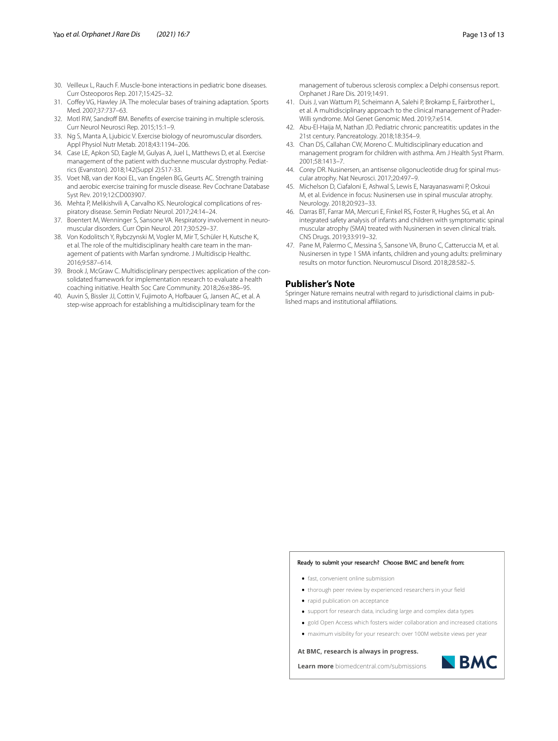30. Veilleux L, Rauch F. Muscle-bone interactions in pediatric bone diseases. Curr Osteoporos Rep. 2017;15:425–32.
31. Coffey VG, Hawley JA. The molecular bases of training adaptation. Sports Med. 2007;37:737–63.
32. Motl RW, Sandroff BM. Benefits of exercise training in multiple sclerosis. Curr Neurol Neurosci Rep. 2015;15:1–9.
33. Ng S, Manta A, Ljubicic V. Exercise biology of neuromuscular disorders. Appl Physiol Nutr Metab. 2018;43:1194–206.
34. Case LE, Apkon SD, Eagle M, Gulyas A, Juel L, Matthews D, et al. Exercise management of the patient with duchenne muscular dystrophy. Pediatrics (Evanston). 2018;142(Suppl 2):S17-33.
35. Voet NB, van der Kooi EL, van Engelen BG, Geurts AC. Strength training and aerobic exercise training for muscle disease. Rev Cochrane Database Syst Rev. 2019;12:CD003907.
36. Mehta P, Melikishvili A, Carvalho KS. Neurological complications of respiratory disease. Semin Pediatr Neurol. 2017;24:14–24.
37. Boentert M, Wenninger S, Sansone VA. Respiratory involvement in neuromuscular disorders. Curr Opin Neurol. 2017;30:529–37.
38. Von Kodolitsch Y, Rybczynski M, Vogler M, Mir T, Schüler H, Kutsche K, et al. The role of the multidisciplinary health care team in the management of patients with Marfan syndrome. J Multidiscip Healthc. 2016;9:587–614.
39. Brook J, McGraw C. Multidisciplinary perspectives: application of the consolidated framework for implementation research to evaluate a health coaching initiative. Health Soc Care Community. 2018;26:e386–95.
40. Auvin S, Bissler JJ, Cottin V, Fujimoto A, Hofbauer G, Jansen AC, et al. A step-wise approach for establishing a multidisciplinary team for the management of tuberous sclerosis complex: a Delphi consensus report. Orphanet J Rare Dis. 2019;14:91.
41. Duis J, van Wattum PJ, Scheimann A, Salehi P, Brokamp E, Fairbrother L, et al. A multidisciplinary approach to the clinical management of Prader-Willi syndrome. Mol Genet Genomic Med. 2019;7:e514.
42. Abu-El-Haija M, Nathan JD. Pediatric chronic pancreatitis: updates in the 21st century. Pancreatology. 2018;18:354–9.
43. Chan DS, Callahan CW, Moreno C. Multidisciplinary education and management program for children with asthma. Am J Health Syst Pharm. 2001;58:1413–7.
44. Corey DR. Nusinersen, an antisense oligonucleotide drug for spinal muscular atrophy. Nat Neurosci. 2017;20:497–9.
45. Michelson D, Ciafaloni E, Ashwal S, Lewis E, Narayanaswami P, Oskoui M, et al. Evidence in focus: Nusinersen use in spinal muscular atrophy. Neurology. 2018;20:923–33.
46. Darras BT, Farrar MA, Mercuri E, Finkel RS, Foster R, Hughes SG, et al. An integrated safety analysis of infants and children with symptomatic spinal muscular atrophy (SMA) treated with Nusinersen in seven clinical trials. CNS Drugs. 2019;33:919–32.
47. Pane M, Palermo C, Messina S, Sansone VA, Bruno C, Catteruccia M, et al. Nusinersen in type 1 SMA infants, children and young adults: preliminary results on motor function. Neuromuscul Disord. 2018;28:582–5.

## Publisher's Note

Springer Nature remains neutral with regard to jurisdictional claims in published maps and institutional affiliations.

Ready to submit your research? Choose BMC and benefit from:

- fast, convenient online submission
- thorough peer review by experienced researchers in your field
- rapid publication on acceptance
- support for research data, including large and complex data types
- gold Open Access which fosters wider collaboration and increased citations
- maximum visibility for your research: over 100M website views per year

**At BMC, research is always in progress.**

**Learn more** biomedcentral.com/submissions

BMC